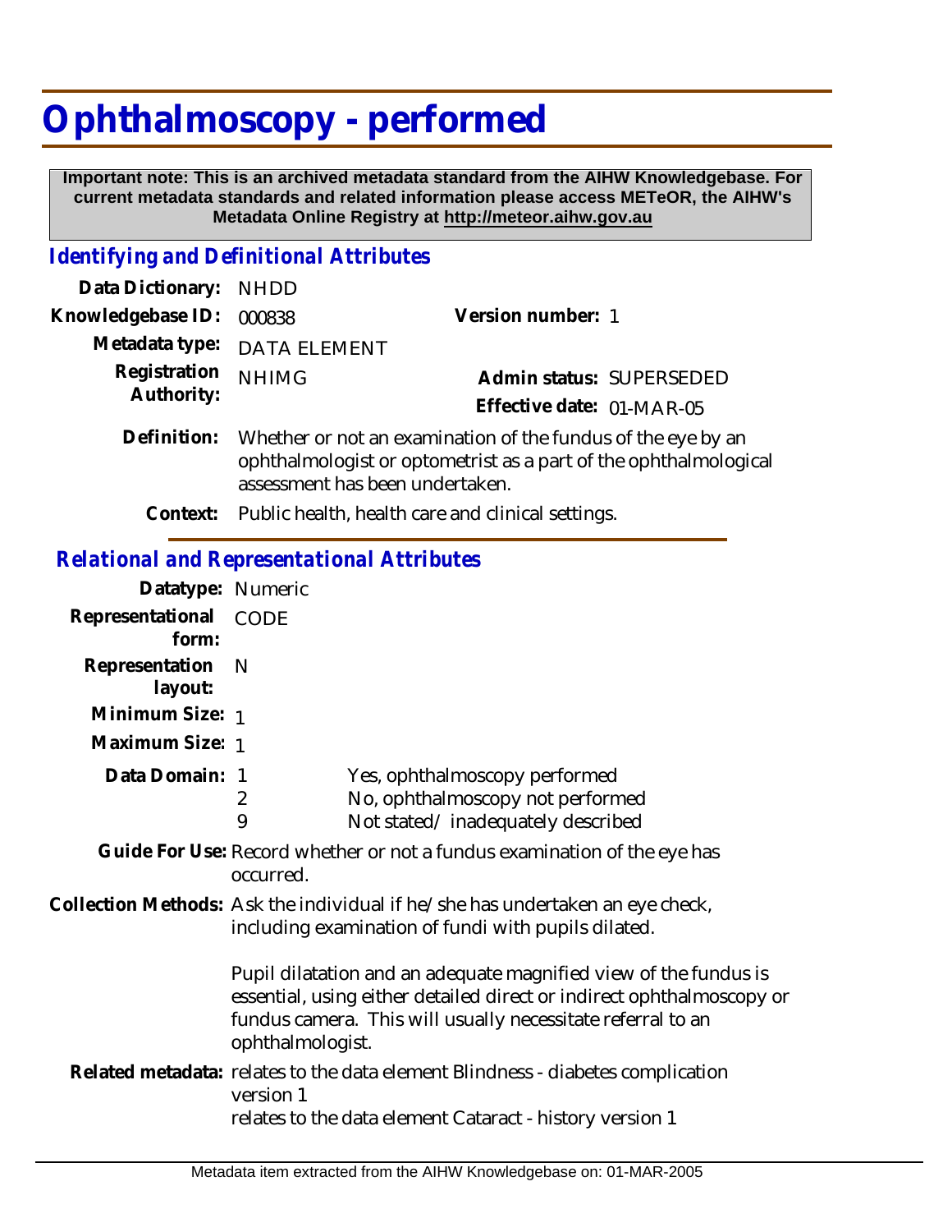# Ophthalmoscopy - performed

**Important note: This is an archived metadata standard from the AIHW Knowledgebase. For current metadata standards and related information please access METeOR, the AIHW's Metadata Online Registry at http://meteor.aihw.gov.au**

## *Identifying and Definitional Attributes*

| | | | |
|---|---|---|---|
| **Data Dictionary:** | NHDD | | |
| **Knowledgebase ID:** | 000838 | **Version number:** | 1 |
| **Metadata type:** | DATA ELEMENT | | |
| **Registration Authority:** | NHIMG | **Admin status:** | SUPERSEDED |
| | | **Effective date:** | 01-MAR-05 |

**Definition:** Whether or not an examination of the fundus of the eye by an ophthalmologist or optometrist as a part of the ophthalmological assessment has been undertaken.

**Context:** Public health, health care and clinical settings.

## *Relational and Representational Attributes*

**Datatype:** Numeric

**Representational form:** CODE

**Representation layout:** N

**Minimum Size:** 1

**Maximum Size:** 1

**Data Domain:**

| Code | Description |
|---|---|
| 1 | Yes, ophthalmoscopy performed |
| 2 | No, ophthalmoscopy not performed |
| 9 | Not stated/ inadequately described |

**Guide For Use:** Record whether or not a fundus examination of the eye has occurred.

**Collection Methods:** Ask the individual if he/she has undertaken an eye check, including examination of fundi with pupils dilated.

Pupil dilatation and an adequate magnified view of the fundus is essential, using either detailed direct or indirect ophthalmoscopy or fundus camera. This will usually necessitate referral to an ophthalmologist.

**Related metadata:** relates to the data element Blindness - diabetes complication version 1

relates to the data element Cataract - history version 1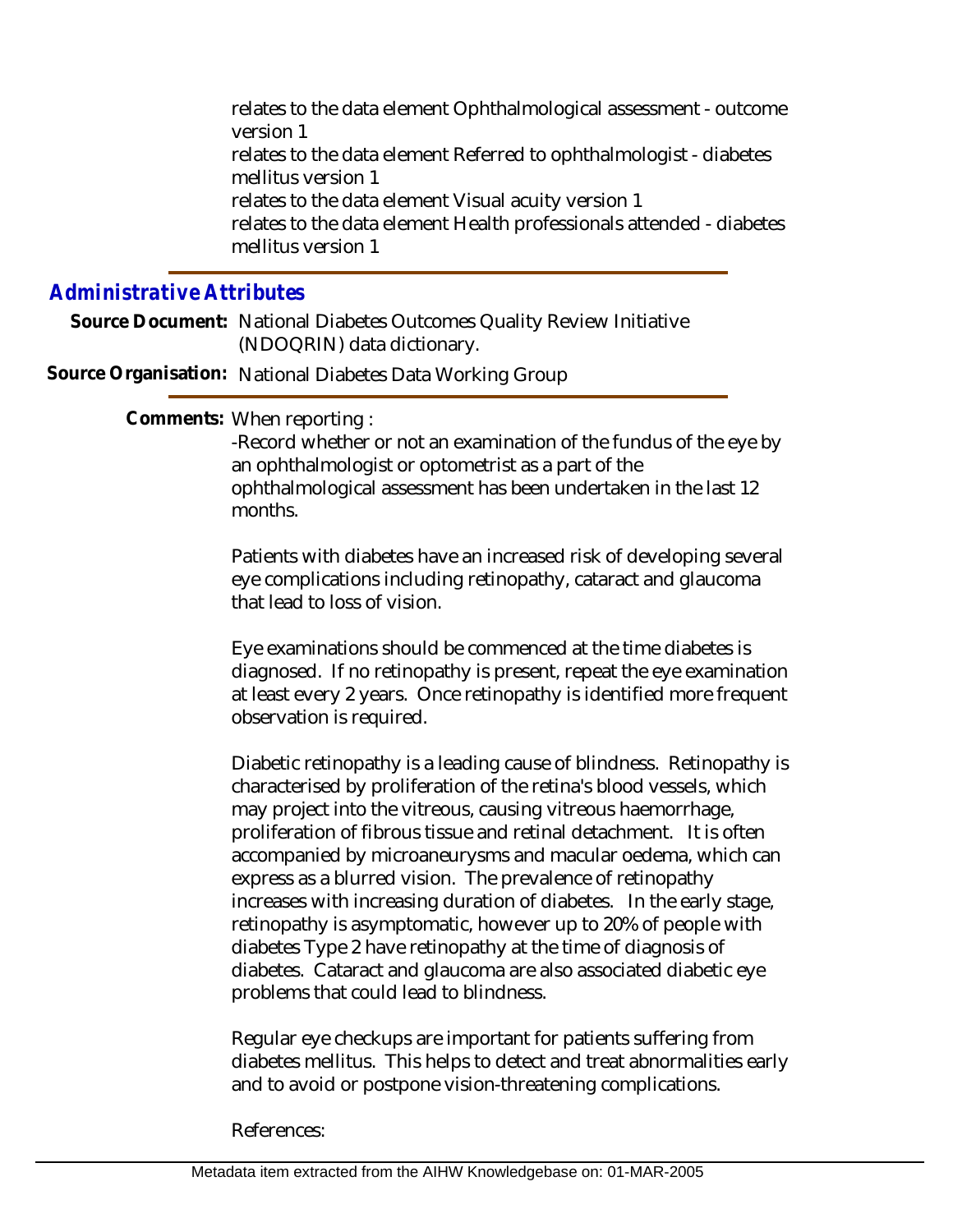relates to the data element Ophthalmological assessment - outcome version 1
relates to the data element Referred to ophthalmologist - diabetes mellitus version 1
relates to the data element Visual acuity version 1
relates to the data element Health professionals attended - diabetes mellitus version 1

## Administrative Attributes

**Source Document:** National Diabetes Outcomes Quality Review Initiative (NDOQRIN) data dictionary.

**Source Organisation:** National Diabetes Data Working Group

**Comments:** When reporting :
-Record whether or not an examination of the fundus of the eye by an ophthalmologist or optometrist as a part of the ophthalmological assessment has been undertaken in the last 12 months.

Patients with diabetes have an increased risk of developing several eye complications including retinopathy, cataract and glaucoma that lead to loss of vision.

Eye examinations should be commenced at the time diabetes is diagnosed. If no retinopathy is present, repeat the eye examination at least every 2 years. Once retinopathy is identified more frequent observation is required.

Diabetic retinopathy is a leading cause of blindness. Retinopathy is characterised by proliferation of the retina's blood vessels, which may project into the vitreous, causing vitreous haemorrhage, proliferation of fibrous tissue and retinal detachment. It is often accompanied by microaneurysms and macular oedema, which can express as a blurred vision. The prevalence of retinopathy increases with increasing duration of diabetes. In the early stage, retinopathy is asymptomatic, however up to 20% of people with diabetes Type 2 have retinopathy at the time of diagnosis of diabetes. Cataract and glaucoma are also associated diabetic eye problems that could lead to blindness.

Regular eye checkups are important for patients suffering from diabetes mellitus. This helps to detect and treat abnormalities early and to avoid or postpone vision-threatening complications.

References: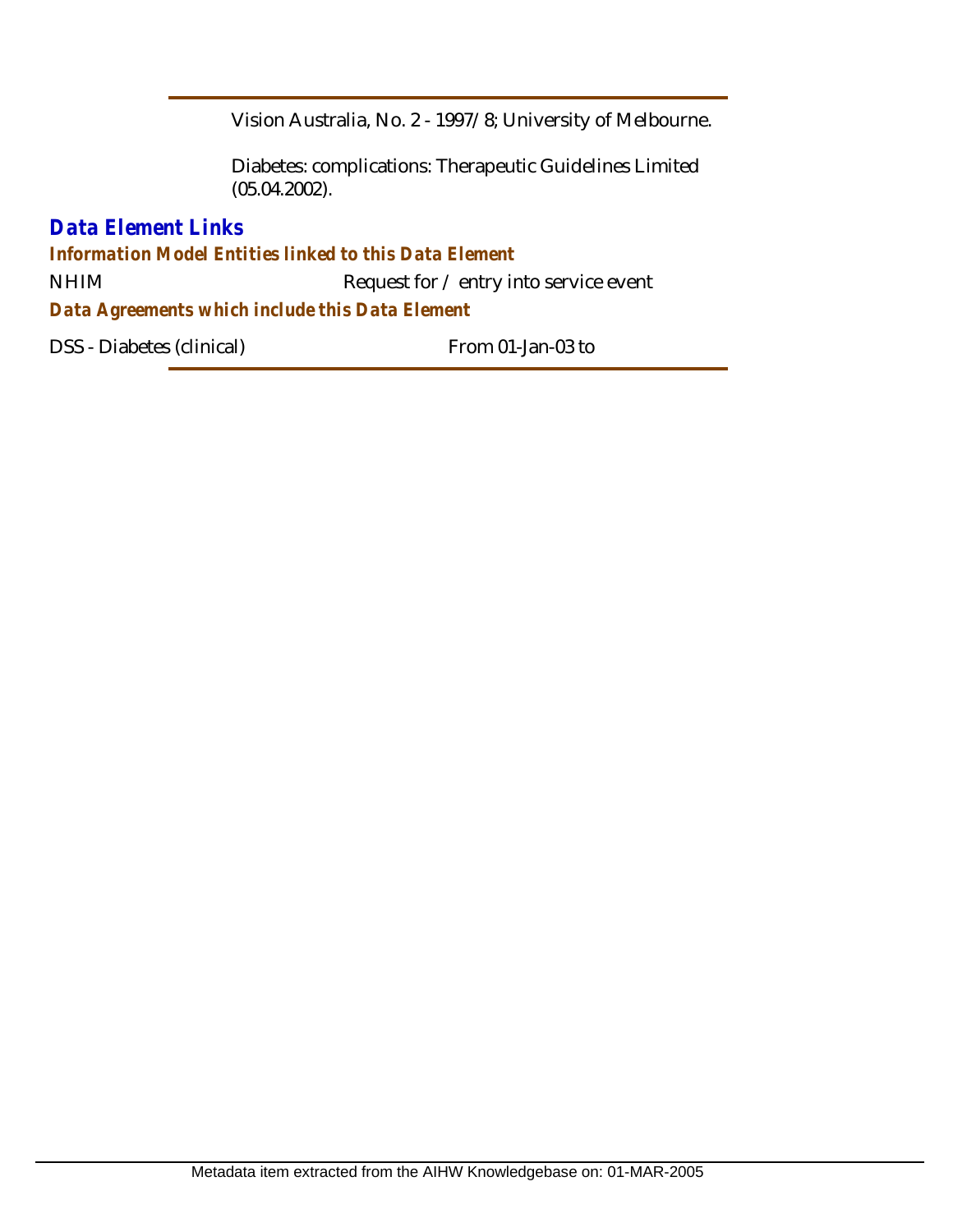Vision Australia, No. 2 - 1997/8; University of Melbourne.

Diabetes: complications: Therapeutic Guidelines Limited (05.04.2002).

## Data Element Links

### *Information Model Entities linked to this Data Element*

| | |
|---|---|
| NHIM | Request for / entry into service event |

### *Data Agreements which include this Data Element*

| | |
|---|---|
| DSS - Diabetes (clinical) | From 01-Jan-03 to |

Metadata item extracted from the AIHW Knowledgebase on: 01-MAR-2005